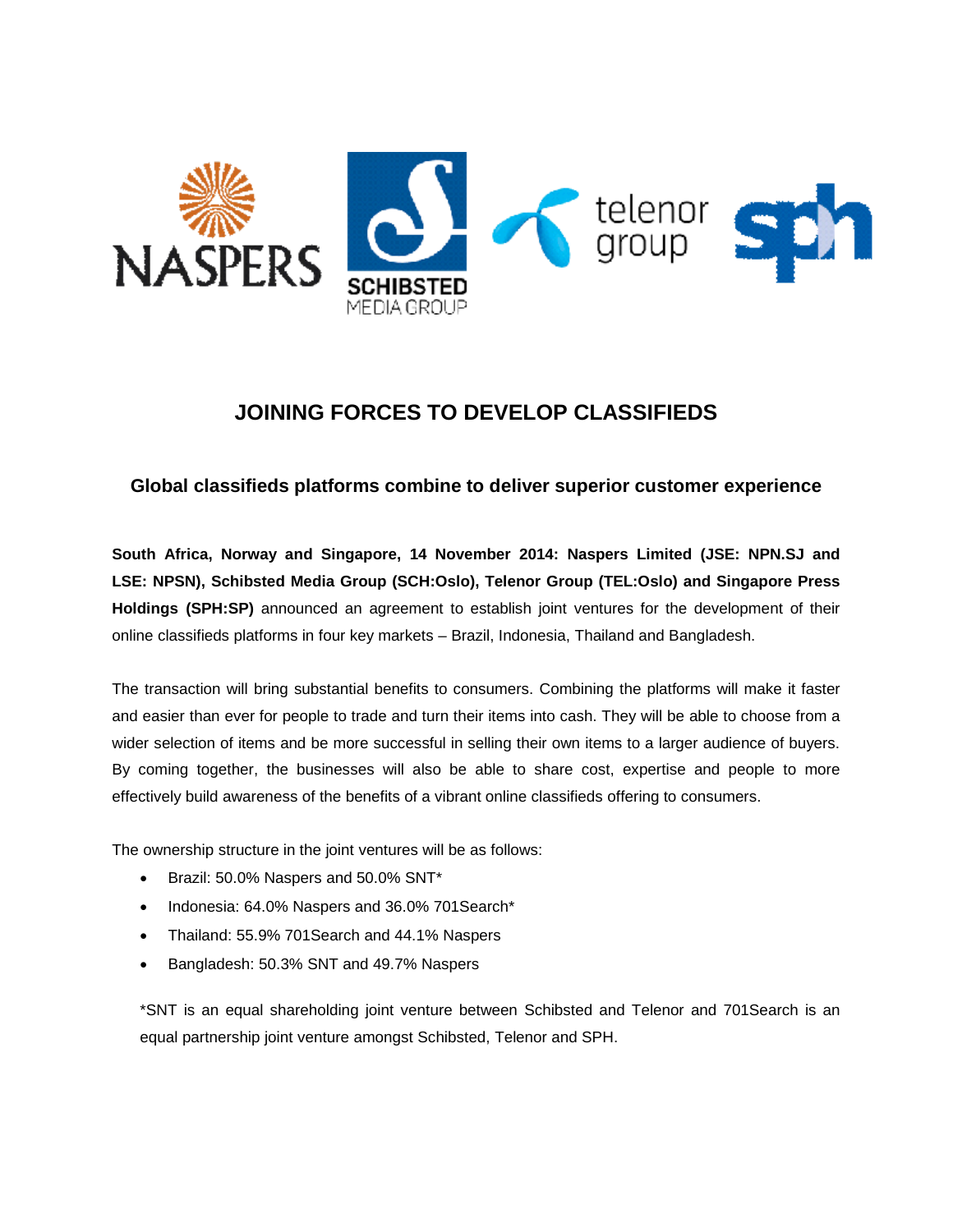# JOINING FORCES TO DEVELOP CLASSIFIEDS

## Global classifieds platforms combine to deliver superior customer experience

**South Africa, Norway and Singapore, 14 November 2014: Naspers Limited (JSE: NPN.SJ and LSE: NPSN), Schibsted Media Group (SCH:Oslo), Telenor Group (TEL:Oslo) and Singapore Press Holdings (SPH:SP)** announced an agreement to establish joint ventures for the development of their online classifieds platforms in four key markets – Brazil, Indonesia, Thailand and Bangladesh.

The transaction will bring substantial benefits to consumers. Combining the platforms will make it faster and easier than ever for people to trade and turn their items into cash. They will be able to choose from a wider selection of items and be more successful in selling their own items to a larger audience of buyers. By coming together, the businesses will also be able to share cost, expertise and people to more effectively build awareness of the benefits of a vibrant online classifieds offering to consumers.

The ownership structure in the joint ventures will be as follows:

- Brazil: 50.0% Naspers and 50.0% SNT*
- Indonesia: 64.0% Naspers and 36.0% 701Search*
- Thailand: 55.9% 701Search and 44.1% Naspers
- Bangladesh: 50.3% SNT and 49.7% Naspers

*SNT is an equal shareholding joint venture between Schibsted and Telenor and 701Search is an equal partnership joint venture amongst Schibsted, Telenor and SPH.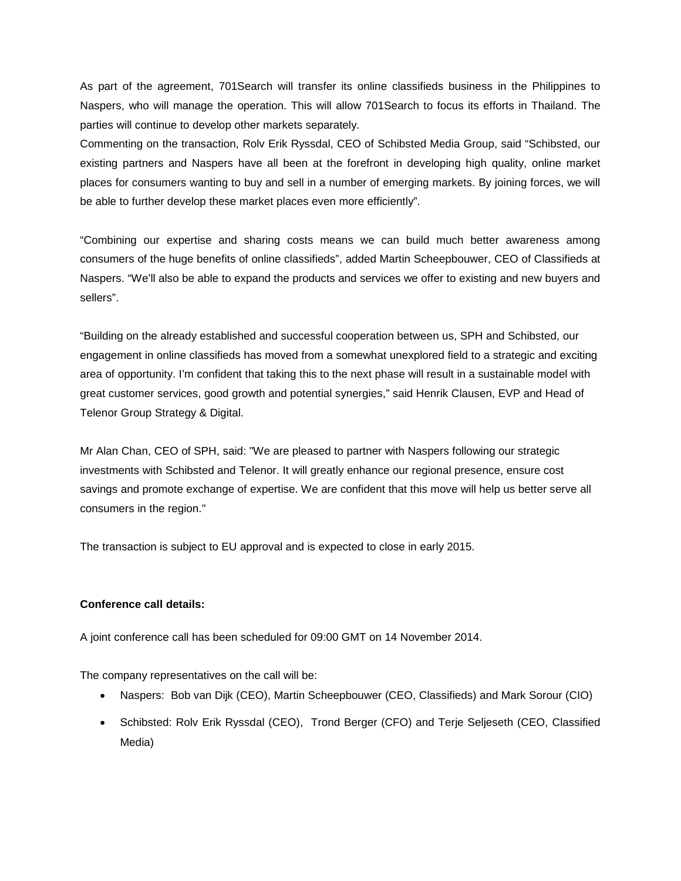As part of the agreement, 701Search will transfer its online classifieds business in the Philippines to Naspers, who will manage the operation. This will allow 701Search to focus its efforts in Thailand. The parties will continue to develop other markets separately.
Commenting on the transaction, Rolv Erik Ryssdal, CEO of Schibsted Media Group, said "Schibsted, our existing partners and Naspers have all been at the forefront in developing high quality, online market places for consumers wanting to buy and sell in a number of emerging markets. By joining forces, we will be able to further develop these market places even more efficiently".

"Combining our expertise and sharing costs means we can build much better awareness among consumers of the huge benefits of online classifieds", added Martin Scheepbouwer, CEO of Classifieds at Naspers. "We'll also be able to expand the products and services we offer to existing and new buyers and sellers".

"Building on the already established and successful cooperation between us, SPH and Schibsted, our engagement in online classifieds has moved from a somewhat unexplored field to a strategic and exciting area of opportunity. I'm confident that taking this to the next phase will result in a sustainable model with great customer services, good growth and potential synergies," said Henrik Clausen, EVP and Head of Telenor Group Strategy & Digital.

Mr Alan Chan, CEO of SPH, said: "We are pleased to partner with Naspers following our strategic investments with Schibsted and Telenor. It will greatly enhance our regional presence, ensure cost savings and promote exchange of expertise. We are confident that this move will help us better serve all consumers in the region."

The transaction is subject to EU approval and is expected to close in early 2015.

**Conference call details:**

A joint conference call has been scheduled for 09:00 GMT on 14 November 2014.

The company representatives on the call will be:

- Naspers: Bob van Dijk (CEO), Martin Scheepbouwer (CEO, Classifieds) and Mark Sorour (CIO)
- Schibsted: Rolv Erik Ryssdal (CEO), Trond Berger (CFO) and Terje Seljeseth (CEO, Classified Media)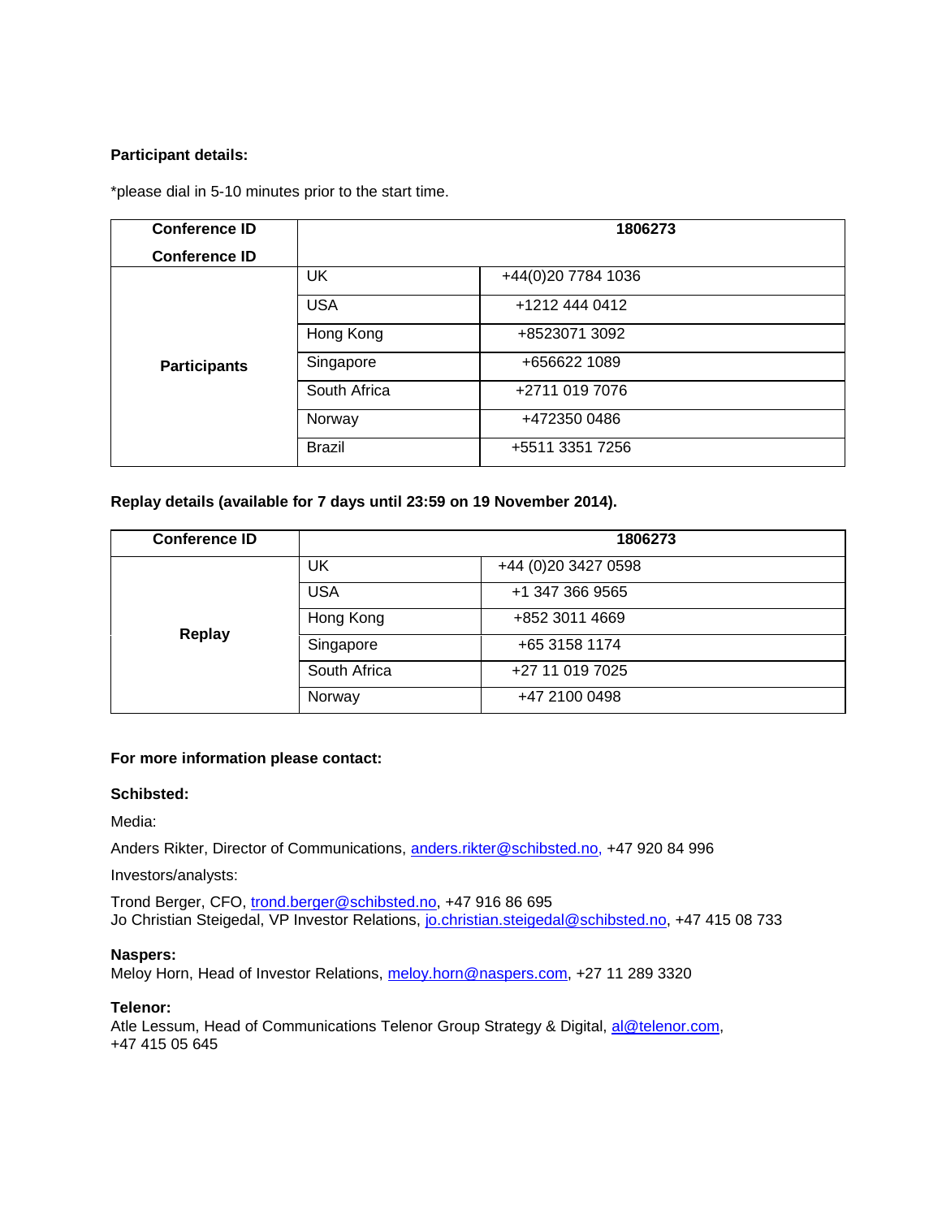**Participant details:**

*please dial in 5-10 minutes prior to the start time.

| Conference ID<br>Conference ID | 1806273 | |
|---|---|---|
| Participants | UK | +44(0)20 7784 1036 |
| | USA | +1212 444 0412 |
| | Hong Kong | +8523071 3092 |
| | Singapore | +656622 1089 |
| | South Africa | +2711 019 7076 |
| | Norway | +472350 0486 |
| | Brazil | +5511 3351 7256 |

**Replay details (available for 7 days until 23:59 on 19 November 2014).**

| Conference ID | 1806273 | |
|---|---|---|
| Replay | UK | +44 (0)20 3427 0598 |
| | USA | +1 347 366 9565 |
| | Hong Kong | +852 3011 4669 |
| | Singapore | +65 3158 1174 |
| | South Africa | +27 11 019 7025 |
| | Norway | +47 2100 0498 |

**For more information please contact:**

**Schibsted:**

Media:

Anders Rikter, Director of Communications, anders.rikter@schibsted.no, +47 920 84 996

Investors/analysts:

Trond Berger, CFO, trond.berger@schibsted.no, +47 916 86 695
Jo Christian Steigedal, VP Investor Relations, jo.christian.steigedal@schibsted.no, +47 415 08 733

**Naspers:**
Meloy Horn, Head of Investor Relations, meloy.horn@naspers.com, +27 11 289 3320

**Telenor:**
Atle Lessum, Head of Communications Telenor Group Strategy & Digital, al@telenor.com, +47 415 05 645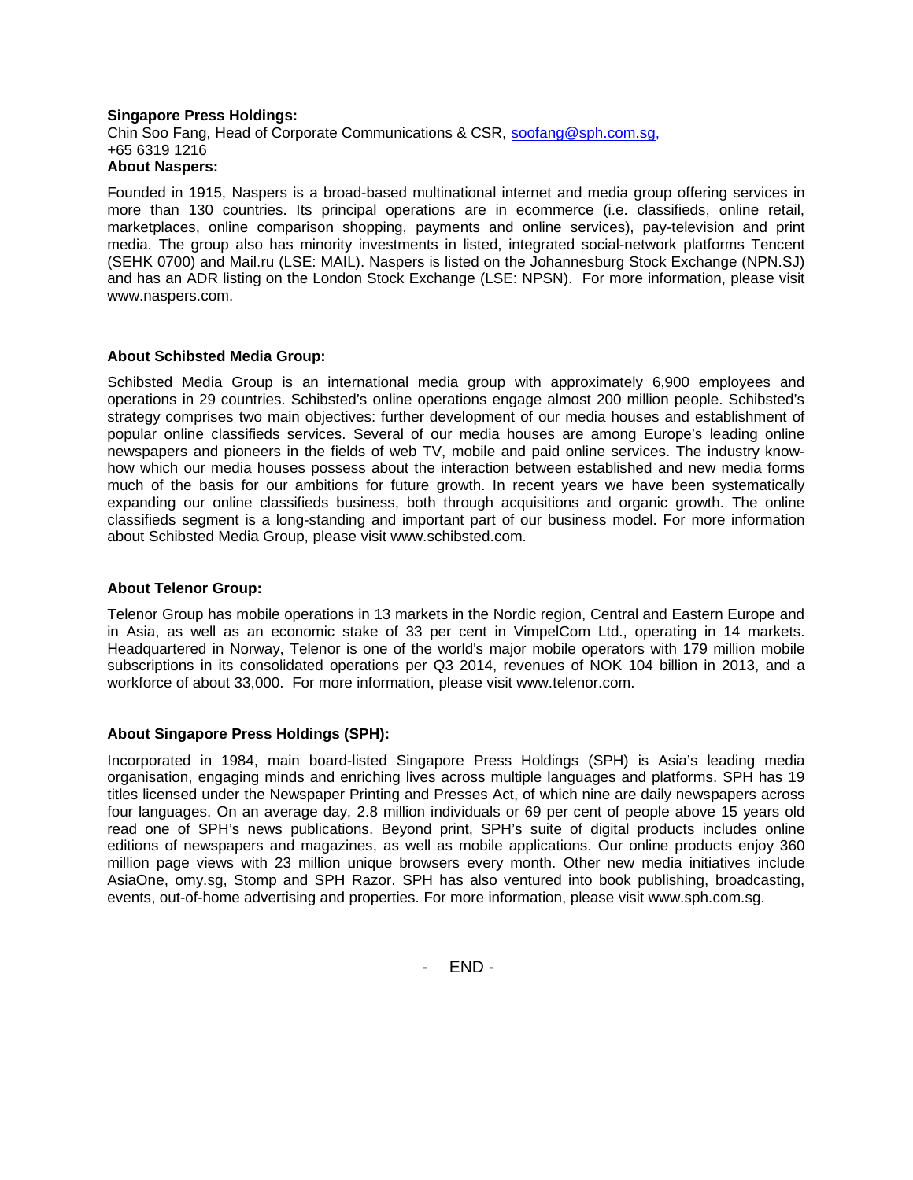**Singapore Press Holdings:**
Chin Soo Fang, Head of Corporate Communications & CSR, soofang@sph.com.sg,
+65 6319 1216

**About Naspers:**

Founded in 1915, Naspers is a broad-based multinational internet and media group offering services in more than 130 countries. Its principal operations are in ecommerce (i.e. classifieds, online retail, marketplaces, online comparison shopping, payments and online services), pay-television and print media. The group also has minority investments in listed, integrated social-network platforms Tencent (SEHK 0700) and Mail.ru (LSE: MAIL). Naspers is listed on the Johannesburg Stock Exchange (NPN.SJ) and has an ADR listing on the London Stock Exchange (LSE: NPSN). For more information, please visit www.naspers.com.

**About Schibsted Media Group:**

Schibsted Media Group is an international media group with approximately 6,900 employees and operations in 29 countries. Schibsted's online operations engage almost 200 million people. Schibsted's strategy comprises two main objectives: further development of our media houses and establishment of popular online classifieds services. Several of our media houses are among Europe's leading online newspapers and pioneers in the fields of web TV, mobile and paid online services. The industry know-how which our media houses possess about the interaction between established and new media forms much of the basis for our ambitions for future growth. In recent years we have been systematically expanding our online classifieds business, both through acquisitions and organic growth. The online classifieds segment is a long-standing and important part of our business model. For more information about Schibsted Media Group, please visit www.schibsted.com.

**About Telenor Group:**

Telenor Group has mobile operations in 13 markets in the Nordic region, Central and Eastern Europe and in Asia, as well as an economic stake of 33 per cent in VimpelCom Ltd., operating in 14 markets. Headquartered in Norway, Telenor is one of the world's major mobile operators with 179 million mobile subscriptions in its consolidated operations per Q3 2014, revenues of NOK 104 billion in 2013, and a workforce of about 33,000. For more information, please visit www.telenor.com.

**About Singapore Press Holdings (SPH):**

Incorporated in 1984, main board-listed Singapore Press Holdings (SPH) is Asia's leading media organisation, engaging minds and enriching lives across multiple languages and platforms. SPH has 19 titles licensed under the Newspaper Printing and Presses Act, of which nine are daily newspapers across four languages. On an average day, 2.8 million individuals or 69 per cent of people above 15 years old read one of SPH's news publications. Beyond print, SPH's suite of digital products includes online editions of newspapers and magazines, as well as mobile applications. Our online products enjoy 360 million page views with 23 million unique browsers every month. Other new media initiatives include AsiaOne, omy.sg, Stomp and SPH Razor. SPH has also ventured into book publishing, broadcasting, events, out-of-home advertising and properties. For more information, please visit www.sph.com.sg.

\- END -